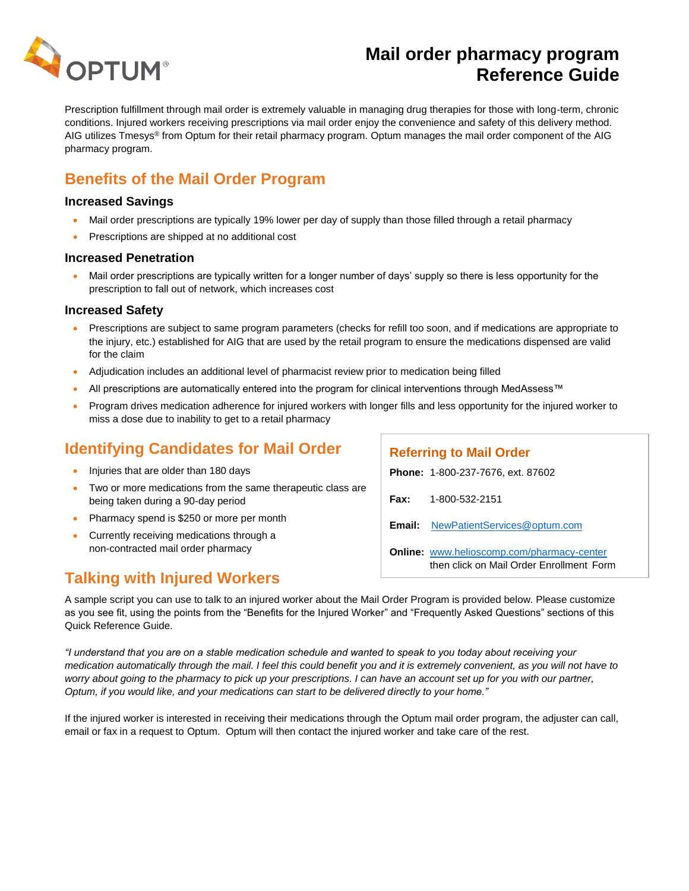OPTUM®

# Mail order pharmacy program Reference Guide

Prescription fulfillment through mail order is extremely valuable in managing drug therapies for those with long-term, chronic conditions. Injured workers receiving prescriptions via mail order enjoy the convenience and safety of this delivery method. AIG utilizes Tmesys® from Optum for their retail pharmacy program. Optum manages the mail order component of the AIG pharmacy program.

## Benefits of the Mail Order Program

### Increased Savings

- Mail order prescriptions are typically 19% lower per day of supply than those filled through a retail pharmacy
- Prescriptions are shipped at no additional cost

### Increased Penetration

- Mail order prescriptions are typically written for a longer number of days' supply so there is less opportunity for the prescription to fall out of network, which increases cost

### Increased Safety

- Prescriptions are subject to same program parameters (checks for refill too soon, and if medications are appropriate to the injury, etc.) established for AIG that are used by the retail program to ensure the medications dispensed are valid for the claim
- Adjudication includes an additional level of pharmacist review prior to medication being filled
- All prescriptions are automatically entered into the program for clinical interventions through MedAssess™
- Program drives medication adherence for injured workers with longer fills and less opportunity for the injured worker to miss a dose due to inability to get to a retail pharmacy

## Identifying Candidates for Mail Order

- Injuries that are older than 180 days
- Two or more medications from the same therapeutic class are being taken during a 90-day period
- Pharmacy spend is $250 or more per month
- Currently receiving medications through a non-contracted mail order pharmacy

## Referring to Mail Order

**Phone:** 1-800-237-7676, ext. 87602

**Fax:** 1-800-532-2151

**Email:** NewPatientServices@optum.com

**Online:** www.helioscomp.com/pharmacy-center then click on Mail Order Enrollment Form

## Talking with Injured Workers

A sample script you can use to talk to an injured worker about the Mail Order Program is provided below. Please customize as you see fit, using the points from the "Benefits for the Injured Worker" and "Frequently Asked Questions" sections of this Quick Reference Guide.

*"I understand that you are on a stable medication schedule and wanted to speak to you today about receiving your medication automatically through the mail. I feel this could benefit you and it is extremely convenient, as you will not have to worry about going to the pharmacy to pick up your prescriptions. I can have an account set up for you with our partner, Optum, if you would like, and your medications can start to be delivered directly to your home."*

If the injured worker is interested in receiving their medications through the Optum mail order program, the adjuster can call, email or fax in a request to Optum. Optum will then contact the injured worker and take care of the rest.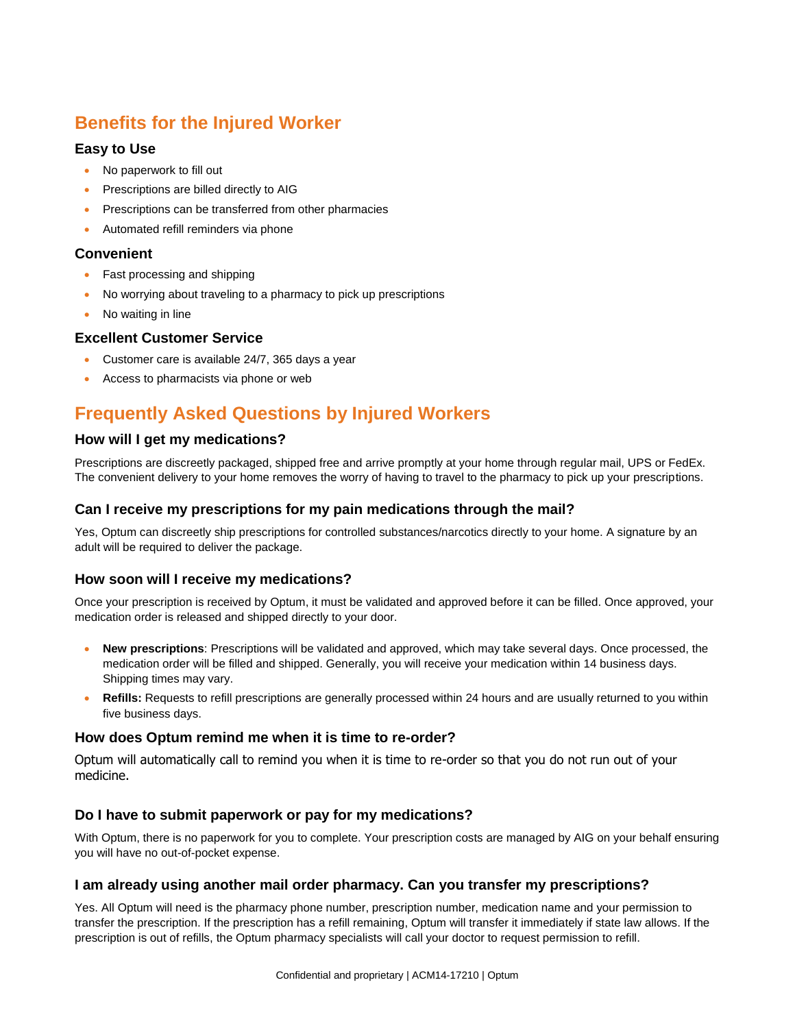## Benefits for the Injured Worker

### Easy to Use

- No paperwork to fill out
- Prescriptions are billed directly to AIG
- Prescriptions can be transferred from other pharmacies
- Automated refill reminders via phone

### Convenient

- Fast processing and shipping
- No worrying about traveling to a pharmacy to pick up prescriptions
- No waiting in line

### Excellent Customer Service

- Customer care is available 24/7, 365 days a year
- Access to pharmacists via phone or web

## Frequently Asked Questions by Injured Workers

### How will I get my medications?

Prescriptions are discreetly packaged, shipped free and arrive promptly at your home through regular mail, UPS or FedEx. The convenient delivery to your home removes the worry of having to travel to the pharmacy to pick up your prescriptions.

### Can I receive my prescriptions for my pain medications through the mail?

Yes, Optum can discreetly ship prescriptions for controlled substances/narcotics directly to your home. A signature by an adult will be required to deliver the package.

### How soon will I receive my medications?

Once your prescription is received by Optum, it must be validated and approved before it can be filled. Once approved, your medication order is released and shipped directly to your door.

- **New prescriptions**: Prescriptions will be validated and approved, which may take several days. Once processed, the medication order will be filled and shipped. Generally, you will receive your medication within 14 business days. Shipping times may vary.
- **Refills:** Requests to refill prescriptions are generally processed within 24 hours and are usually returned to you within five business days.

### How does Optum remind me when it is time to re-order?

Optum will automatically call to remind you when it is time to re-order so that you do not run out of your medicine.

### Do I have to submit paperwork or pay for my medications?

With Optum, there is no paperwork for you to complete. Your prescription costs are managed by AIG on your behalf ensuring you will have no out-of-pocket expense.

### I am already using another mail order pharmacy. Can you transfer my prescriptions?

Yes. All Optum will need is the pharmacy phone number, prescription number, medication name and your permission to transfer the prescription. If the prescription has a refill remaining, Optum will transfer it immediately if state law allows. If the prescription is out of refills, the Optum pharmacy specialists will call your doctor to request permission to refill.

Confidential and proprietary | ACM14-17210 | Optum